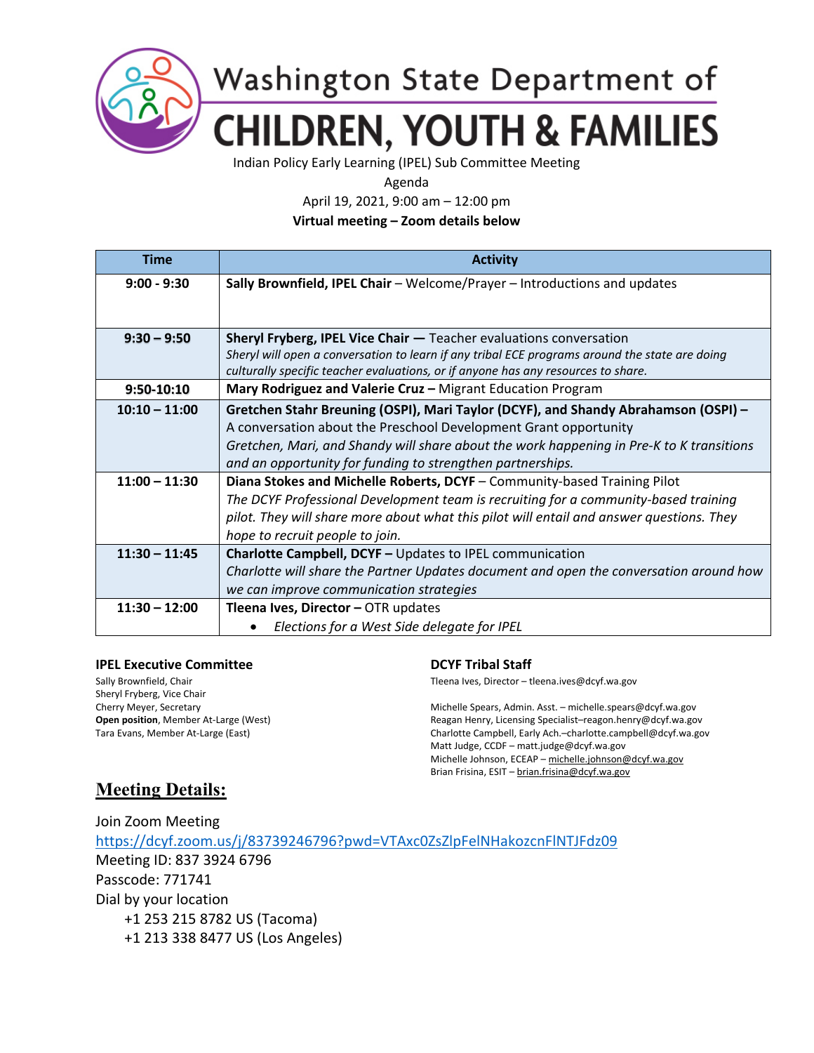# Washington State Department of CHILDREN, YOUTH & FAMILIES

Indian Policy Early Learning (IPEL) Sub Committee Meeting

Agenda

April 19, 2021, 9:00 am – 12:00 pm

**Virtual meeting – Zoom details below**

| Time | Activity |
|---|---|
| 9:00 - 9:30 | **Sally Brownfield, IPEL Chair** – Welcome/Prayer – Introductions and updates |
| 9:30 – 9:50 | **Sheryl Fryberg, IPEL Vice Chair —** Teacher evaluations conversation<br>*Sheryl will open a conversation to learn if any tribal ECE programs around the state are doing culturally specific teacher evaluations, or if anyone has any resources to share.* |
| 9:50-10:10 | **Mary Rodriguez and Valerie Cruz –** Migrant Education Program |
| 10:10 – 11:00 | **Gretchen Stahr Breuning (OSPI), Mari Taylor (DCYF), and Shandy Abrahamson (OSPI) –** A conversation about the Preschool Development Grant opportunity<br>*Gretchen, Mari, and Shandy will share about the work happening in Pre-K to K transitions and an opportunity for funding to strengthen partnerships.* |
| 11:00 – 11:30 | **Diana Stokes and Michelle Roberts, DCYF** – Community-based Training Pilot<br>*The DCYF Professional Development team is recruiting for a community-based training pilot. They will share more about what this pilot will entail and answer questions. They hope to recruit people to join.* |
| 11:30 – 11:45 | **Charlotte Campbell, DCYF –** Updates to IPEL communication<br>*Charlotte will share the Partner Updates document and open the conversation around how we can improve communication strategies* |
| 11:30 – 12:00 | **Tleena Ives, Director –** OTR updates<br>• *Elections for a West Side delegate for IPEL* |

### IPEL Executive Committee

Sally Brownfield, Chair
Sheryl Fryberg, Vice Chair
Cherry Meyer, Secretary
**Open position**, Member At-Large (West)
Tara Evans, Member At-Large (East)

### DCYF Tribal Staff

Tleena Ives, Director – tleena.ives@dcyf.wa.gov

Michelle Spears, Admin. Asst. – michelle.spears@dcyf.wa.gov
Reagan Henry, Licensing Specialist–reagon.henry@dcyf.wa.gov
Charlotte Campbell, Early Ach.–charlotte.campbell@dcyf.wa.gov
Matt Judge, CCDF – matt.judge@dcyf.wa.gov
Michelle Johnson, ECEAP – michelle.johnson@dcyf.wa.gov
Brian Frisina, ESIT – brian.frisina@dcyf.wa.gov

## Meeting Details:

Join Zoom Meeting
https://dcyf.zoom.us/j/83739246796?pwd=VTAxc0ZsZlpFelNHakozcnFlNTJFdz09
Meeting ID: 837 3924 6796
Passcode: 771741
Dial by your location
+1 253 215 8782 US (Tacoma)
+1 213 338 8477 US (Los Angeles)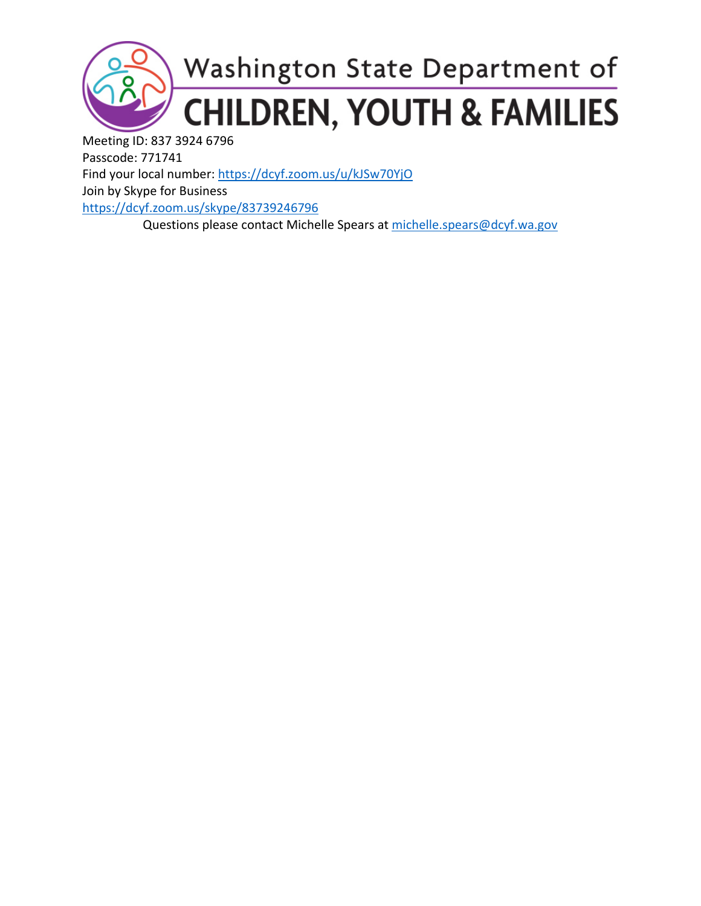Washington State Department of

CHILDREN, YOUTH & FAMILIES

Meeting ID: 837 3924 6796
Passcode: 771741
Find your local number: https://dcyf.zoom.us/u/kJSw70YjO
Join by Skype for Business
https://dcyf.zoom.us/skype/83739246796

Questions please contact Michelle Spears at michelle.spears@dcyf.wa.gov